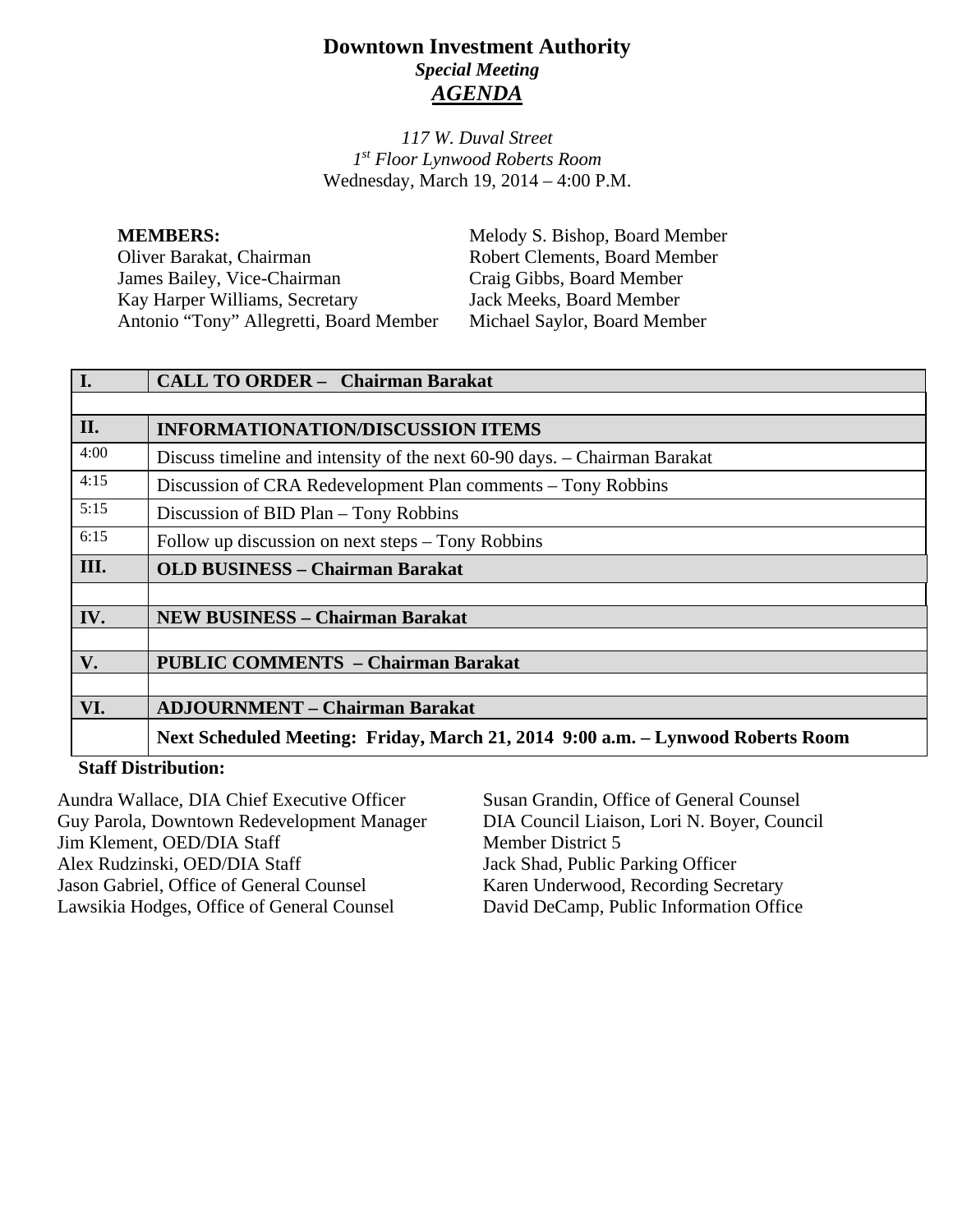# Downtown Investment Authority

***Special Meeting***

***AGENDA***

*117 W. Duval Street*
*1st Floor Lynwood Roberts Room*
Wednesday, March 19, 2014 – 4:00 P.M.

**MEMBERS:**
Oliver Barakat, Chairman
James Bailey, Vice-Chairman
Kay Harper Williams, Secretary
Antonio "Tony" Allegretti, Board Member
Melody S. Bishop, Board Member
Robert Clements, Board Member
Craig Gibbs, Board Member
Jack Meeks, Board Member
Michael Saylor, Board Member

| | |
|---|---|
| **I.** | **CALL TO ORDER – Chairman Barakat** |
| | |
| **II.** | **INFORMATIONATION/DISCUSSION ITEMS** |
| 4:00 | Discuss timeline and intensity of the next 60-90 days. – Chairman Barakat |
| 4:15 | Discussion of CRA Redevelopment Plan comments – Tony Robbins |
| 5:15 | Discussion of BID Plan – Tony Robbins |
| 6:15 | Follow up discussion on next steps – Tony Robbins |
| **III.** | **OLD BUSINESS – Chairman Barakat** |
| | |
| **IV.** | **NEW BUSINESS – Chairman Barakat** |
| | |
| **V.** | **PUBLIC COMMENTS – Chairman Barakat** |
| | |
| **VI.** | **ADJOURNMENT – Chairman Barakat** |
| | **Next Scheduled Meeting: Friday, March 21, 2014 9:00 a.m. – Lynwood Roberts Room** |

**Staff Distribution:**

Aundra Wallace, DIA Chief Executive Officer
Guy Parola, Downtown Redevelopment Manager
Jim Klement, OED/DIA Staff
Alex Rudzinski, OED/DIA Staff
Jason Gabriel, Office of General Counsel
Lawsikia Hodges, Office of General Counsel
Susan Grandin, Office of General Counsel
DIA Council Liaison, Lori N. Boyer, Council Member District 5
Jack Shad, Public Parking Officer
Karen Underwood, Recording Secretary
David DeCamp, Public Information Office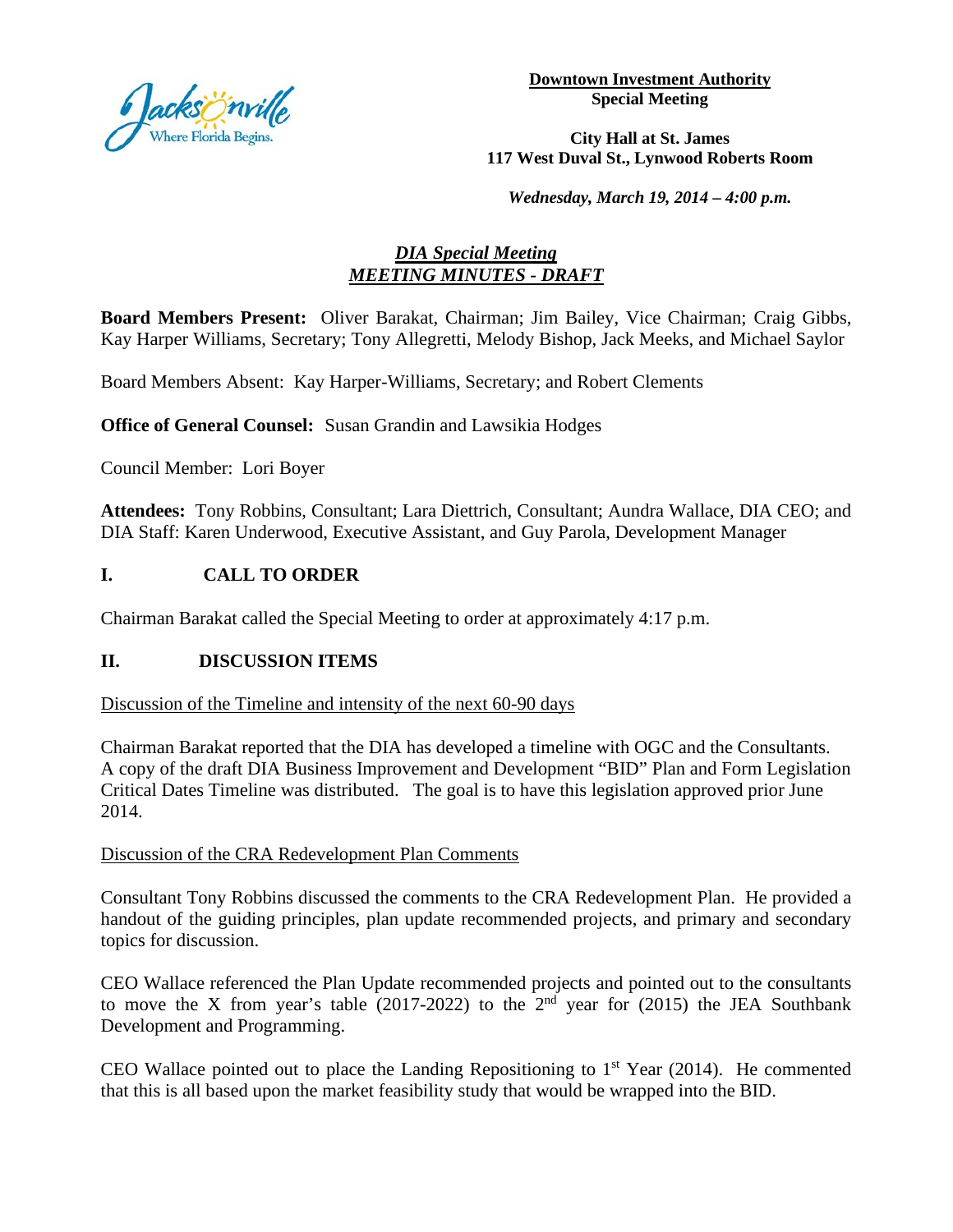**Downtown Investment Authority**
**Special Meeting**

**City Hall at St. James**
**117 West Duval St., Lynwood Roberts Room**

***Wednesday, March 19, 2014 – 4:00 p.m.***

***DIA Special Meeting***
***MEETING MINUTES - DRAFT***

**Board Members Present:** Oliver Barakat, Chairman; Jim Bailey, Vice Chairman; Craig Gibbs, Kay Harper Williams, Secretary; Tony Allegretti, Melody Bishop, Jack Meeks, and Michael Saylor

Board Members Absent: Kay Harper-Williams, Secretary; and Robert Clements

**Office of General Counsel:** Susan Grandin and Lawsikia Hodges

Council Member: Lori Boyer

**Attendees:** Tony Robbins, Consultant; Lara Diettrich, Consultant; Aundra Wallace, DIA CEO; and DIA Staff: Karen Underwood, Executive Assistant, and Guy Parola, Development Manager

## I. CALL TO ORDER

Chairman Barakat called the Special Meeting to order at approximately 4:17 p.m.

## II. DISCUSSION ITEMS

Discussion of the Timeline and intensity of the next 60-90 days

Chairman Barakat reported that the DIA has developed a timeline with OGC and the Consultants. A copy of the draft DIA Business Improvement and Development "BID" Plan and Form Legislation Critical Dates Timeline was distributed. The goal is to have this legislation approved prior June 2014.

Discussion of the CRA Redevelopment Plan Comments

Consultant Tony Robbins discussed the comments to the CRA Redevelopment Plan. He provided a handout of the guiding principles, plan update recommended projects, and primary and secondary topics for discussion.

CEO Wallace referenced the Plan Update recommended projects and pointed out to the consultants to move the X from year's table (2017-2022) to the 2nd year for (2015) the JEA Southbank Development and Programming.

CEO Wallace pointed out to place the Landing Repositioning to 1st Year (2014). He commented that this is all based upon the market feasibility study that would be wrapped into the BID.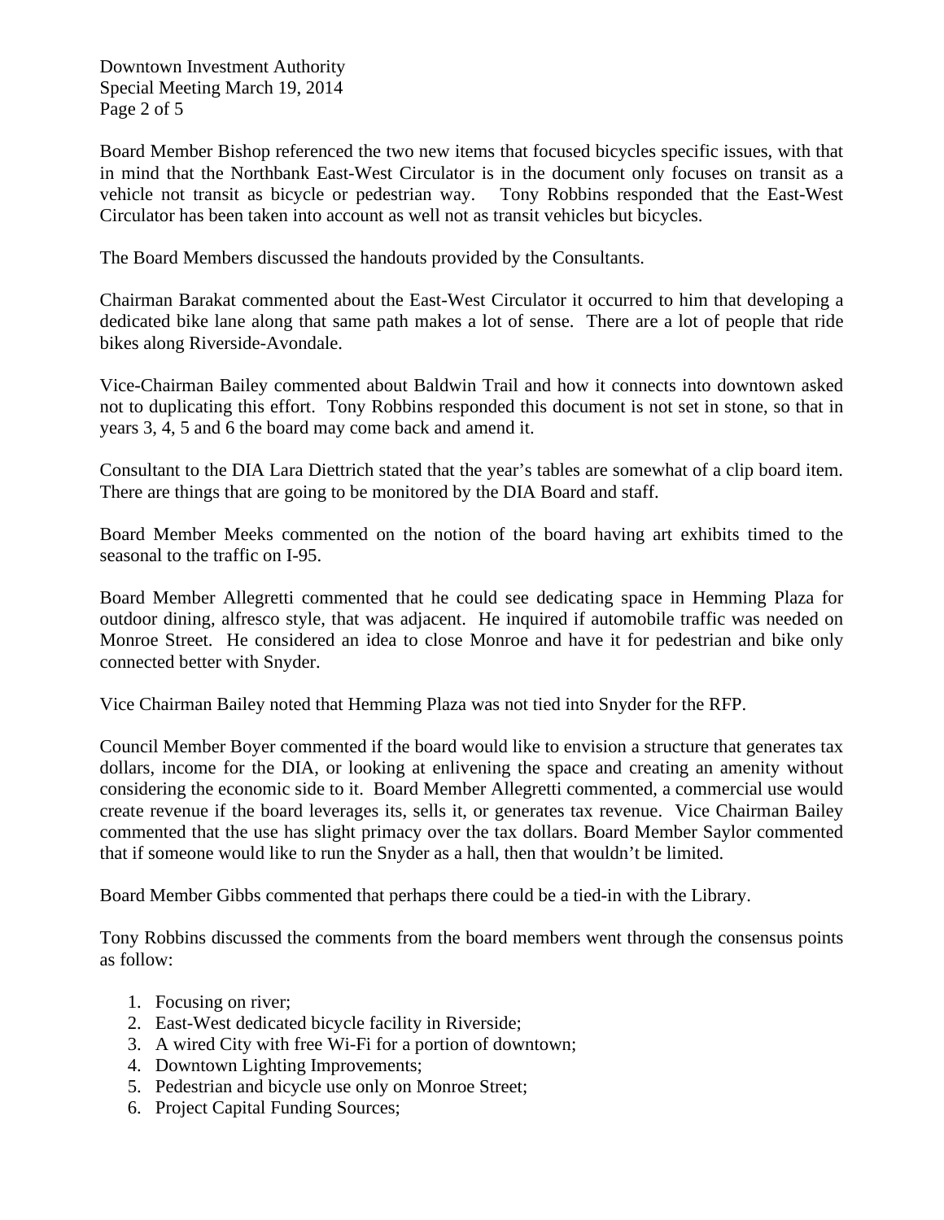Board Member Bishop referenced the two new items that focused bicycles specific issues, with that in mind that the Northbank East-West Circulator is in the document only focuses on transit as a vehicle not transit as bicycle or pedestrian way. Tony Robbins responded that the East-West Circulator has been taken into account as well not as transit vehicles but bicycles.

The Board Members discussed the handouts provided by the Consultants.

Chairman Barakat commented about the East-West Circulator it occurred to him that developing a dedicated bike lane along that same path makes a lot of sense. There are a lot of people that ride bikes along Riverside-Avondale.

Vice-Chairman Bailey commented about Baldwin Trail and how it connects into downtown asked not to duplicating this effort. Tony Robbins responded this document is not set in stone, so that in years 3, 4, 5 and 6 the board may come back and amend it.

Consultant to the DIA Lara Diettrich stated that the year's tables are somewhat of a clip board item. There are things that are going to be monitored by the DIA Board and staff.

Board Member Meeks commented on the notion of the board having art exhibits timed to the seasonal to the traffic on I-95.

Board Member Allegretti commented that he could see dedicating space in Hemming Plaza for outdoor dining, alfresco style, that was adjacent. He inquired if automobile traffic was needed on Monroe Street. He considered an idea to close Monroe and have it for pedestrian and bike only connected better with Snyder.

Vice Chairman Bailey noted that Hemming Plaza was not tied into Snyder for the RFP.

Council Member Boyer commented if the board would like to envision a structure that generates tax dollars, income for the DIA, or looking at enlivening the space and creating an amenity without considering the economic side to it. Board Member Allegretti commented, a commercial use would create revenue if the board leverages its, sells it, or generates tax revenue. Vice Chairman Bailey commented that the use has slight primacy over the tax dollars. Board Member Saylor commented that if someone would like to run the Snyder as a hall, then that wouldn't be limited.

Board Member Gibbs commented that perhaps there could be a tied-in with the Library.

Tony Robbins discussed the comments from the board members went through the consensus points as follow:

1. Focusing on river;
2. East-West dedicated bicycle facility in Riverside;
3. A wired City with free Wi-Fi for a portion of downtown;
4. Downtown Lighting Improvements;
5. Pedestrian and bicycle use only on Monroe Street;
6. Project Capital Funding Sources;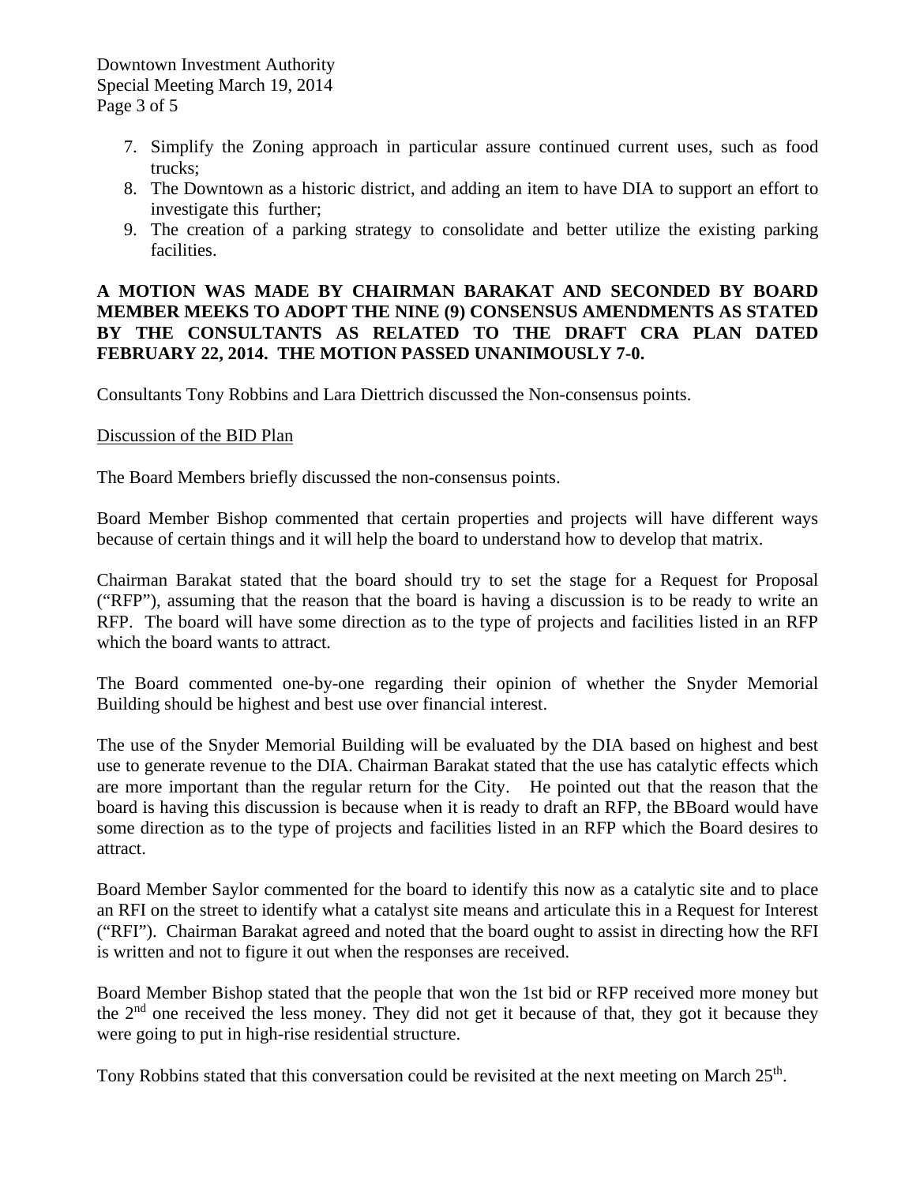7. Simplify the Zoning approach in particular assure continued current uses, such as food trucks;
8. The Downtown as a historic district, and adding an item to have DIA to support an effort to investigate this further;
9. The creation of a parking strategy to consolidate and better utilize the existing parking facilities.

**A MOTION WAS MADE BY CHAIRMAN BARAKAT AND SECONDED BY BOARD MEMBER MEEKS TO ADOPT THE NINE (9) CONSENSUS AMENDMENTS AS STATED BY THE CONSULTANTS AS RELATED TO THE DRAFT CRA PLAN DATED FEBRUARY 22, 2014. THE MOTION PASSED UNANIMOUSLY 7-0.**

Consultants Tony Robbins and Lara Diettrich discussed the Non-consensus points.

Discussion of the BID Plan

The Board Members briefly discussed the non-consensus points.

Board Member Bishop commented that certain properties and projects will have different ways because of certain things and it will help the board to understand how to develop that matrix.

Chairman Barakat stated that the board should try to set the stage for a Request for Proposal ("RFP"), assuming that the reason that the board is having a discussion is to be ready to write an RFP. The board will have some direction as to the type of projects and facilities listed in an RFP which the board wants to attract.

The Board commented one-by-one regarding their opinion of whether the Snyder Memorial Building should be highest and best use over financial interest.

The use of the Snyder Memorial Building will be evaluated by the DIA based on highest and best use to generate revenue to the DIA. Chairman Barakat stated that the use has catalytic effects which are more important than the regular return for the City. He pointed out that the reason that the board is having this discussion is because when it is ready to draft an RFP, the BBoard would have some direction as to the type of projects and facilities listed in an RFP which the Board desires to attract.

Board Member Saylor commented for the board to identify this now as a catalytic site and to place an RFI on the street to identify what a catalyst site means and articulate this in a Request for Interest ("RFI"). Chairman Barakat agreed and noted that the board ought to assist in directing how the RFI is written and not to figure it out when the responses are received.

Board Member Bishop stated that the people that won the 1st bid or RFP received more money but the 2nd one received the less money. They did not get it because of that, they got it because they were going to put in high-rise residential structure.

Tony Robbins stated that this conversation could be revisited at the next meeting on March 25th.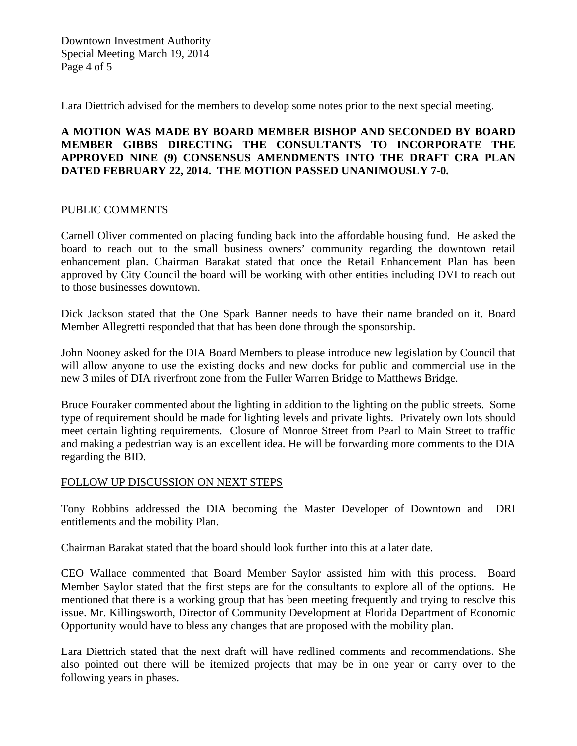Lara Diettrich advised for the members to develop some notes prior to the next special meeting.

**A MOTION WAS MADE BY BOARD MEMBER BISHOP AND SECONDED BY BOARD MEMBER GIBBS DIRECTING THE CONSULTANTS TO INCORPORATE THE APPROVED NINE (9) CONSENSUS AMENDMENTS INTO THE DRAFT CRA PLAN DATED FEBRUARY 22, 2014. THE MOTION PASSED UNANIMOUSLY 7-0.**

## PUBLIC COMMENTS

Carnell Oliver commented on placing funding back into the affordable housing fund. He asked the board to reach out to the small business owners' community regarding the downtown retail enhancement plan. Chairman Barakat stated that once the Retail Enhancement Plan has been approved by City Council the board will be working with other entities including DVI to reach out to those businesses downtown.

Dick Jackson stated that the One Spark Banner needs to have their name branded on it. Board Member Allegretti responded that that has been done through the sponsorship.

John Nooney asked for the DIA Board Members to please introduce new legislation by Council that will allow anyone to use the existing docks and new docks for public and commercial use in the new 3 miles of DIA riverfront zone from the Fuller Warren Bridge to Matthews Bridge.

Bruce Fouraker commented about the lighting in addition to the lighting on the public streets. Some type of requirement should be made for lighting levels and private lights. Privately own lots should meet certain lighting requirements. Closure of Monroe Street from Pearl to Main Street to traffic and making a pedestrian way is an excellent idea. He will be forwarding more comments to the DIA regarding the BID.

## FOLLOW UP DISCUSSION ON NEXT STEPS

Tony Robbins addressed the DIA becoming the Master Developer of Downtown and DRI entitlements and the mobility Plan.

Chairman Barakat stated that the board should look further into this at a later date.

CEO Wallace commented that Board Member Saylor assisted him with this process. Board Member Saylor stated that the first steps are for the consultants to explore all of the options. He mentioned that there is a working group that has been meeting frequently and trying to resolve this issue. Mr. Killingsworth, Director of Community Development at Florida Department of Economic Opportunity would have to bless any changes that are proposed with the mobility plan.

Lara Diettrich stated that the next draft will have redlined comments and recommendations. She also pointed out there will be itemized projects that may be in one year or carry over to the following years in phases.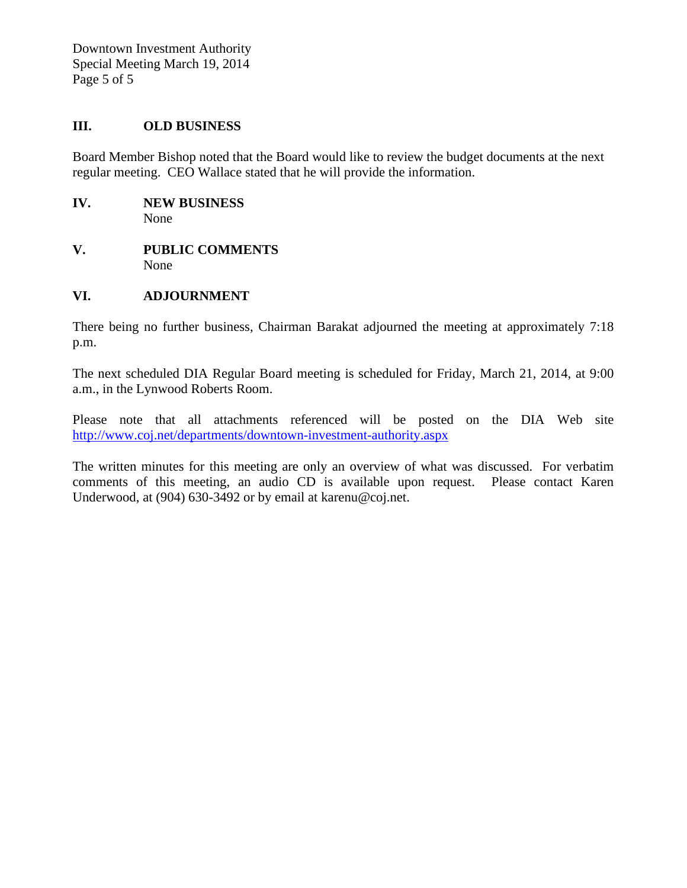## III. OLD BUSINESS

Board Member Bishop noted that the Board would like to review the budget documents at the next regular meeting. CEO Wallace stated that he will provide the information.

## IV. NEW BUSINESS

None

## V. PUBLIC COMMENTS

None

## VI. ADJOURNMENT

There being no further business, Chairman Barakat adjourned the meeting at approximately 7:18 p.m.

The next scheduled DIA Regular Board meeting is scheduled for Friday, March 21, 2014, at 9:00 a.m., in the Lynwood Roberts Room.

Please note that all attachments referenced will be posted on the DIA Web site http://www.coj.net/departments/downtown-investment-authority.aspx

The written minutes for this meeting are only an overview of what was discussed. For verbatim comments of this meeting, an audio CD is available upon request. Please contact Karen Underwood, at (904) 630-3492 or by email at karenu@coj.net.